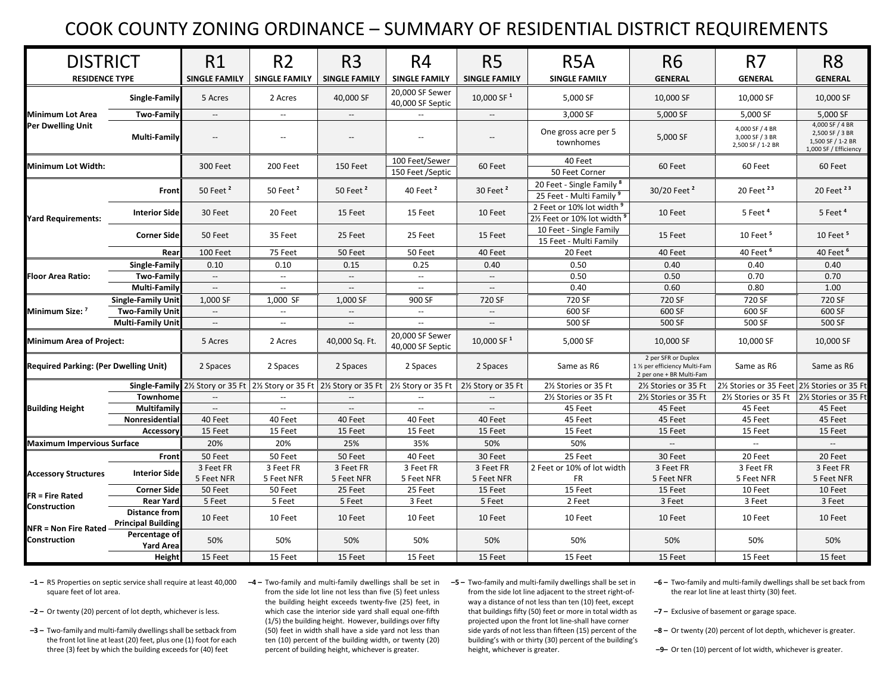# COOK COUNTY ZONING ORDINANCE – SUMMARY OF RESIDENTIAL DISTRICT REQUIREMENTS

| DISTRICT | | R1 | R2 | R3 | R4 | R5 | R5A | R6 | R7 | R8 |
|---|---|---|---|---|---|---|---|---|---|---|
| RESIDENCE TYPE | | SINGLE FAMILY | SINGLE FAMILY | SINGLE FAMILY | SINGLE FAMILY | SINGLE FAMILY | SINGLE FAMILY | GENERAL | GENERAL | GENERAL |
| Minimum Lot Area Per Dwelling Unit | Single-Family | 5 Acres | 2 Acres | 40,000 SF | 20,000 SF Sewer 40,000 SF Septic | 10,000 SF [1] | 5,000 SF | 10,000 SF | 10,000 SF | 10,000 SF |
| | Two-Family | -- | -- | -- | -- | -- | 3,000 SF | 5,000 SF | 5,000 SF | 5,000 SF |
| | Multi-Family | -- | -- | -- | -- | -- | One gross acre per 5 townhomes | 5,000 SF | 4,000 SF / 4 BR 3,000 SF / 3 BR 2,500 SF / 1-2 BR | 4,000 SF / 4 BR 2,500 SF / 3 BR 1,500 SF / 1-2 BR 1,000 SF / Efficiency |
| Minimum Lot Width: | | 300 Feet | 200 Feet | 150 Feet | 100 Feet/Sewer 150 Feet /Septic | 60 Feet | 40 Feet 50 Feet Corner | 60 Feet | 60 Feet | 60 Feet |
| Yard Requirements: | Front | 50 Feet [2] | 50 Feet [2] | 50 Feet [2] | 40 Feet [2] | 30 Feet [2] | 20 Feet - Single Family [8] 25 Feet - Multi Family [9] | 30/20 Feet [2] | 20 Feet [2,3] | 20 Feet [2,3] |
| | Interior Side | 30 Feet | 20 Feet | 15 Feet | 15 Feet | 10 Feet | 2 Feet or 10% lot width [9] 2½ Feet or 10% lot width [9] | 10 Feet | 5 Feet [4] | 5 Feet [4] |
| | Corner Side | 50 Feet | 35 Feet | 25 Feet | 25 Feet | 15 Feet | 10 Feet - Single Family 15 Feet - Multi Family | 15 Feet | 10 Feet [5] | 10 Feet [5] |
| | Rear | 100 Feet | 75 Feet | 50 Feet | 50 Feet | 40 Feet | 20 Feet | 40 Feet | 40 Feet [6] | 40 Feet [6] |
| Floor Area Ratio: | Single-Family | 0.10 | 0.10 | 0.15 | 0.25 | 0.40 | 0.50 | 0.40 | 0.40 | 0.40 |
| | Two-Family | -- | -- | -- | -- | -- | 0.50 | 0.50 | 0.70 | 0.70 |
| | Multi-Family | -- | -- | -- | -- | -- | 0.40 | 0.60 | 0.80 | 1.00 |
| Minimum Size: [7] | Single-Family Unit | 1,000 SF | 1,000 SF | 1,000 SF | 900 SF | 720 SF | 720 SF | 720 SF | 720 SF | 720 SF |
| | Two-Family Unit | -- | -- | -- | -- | -- | 600 SF | 600 SF | 600 SF | 600 SF |
| | Multi-Family Unit | -- | -- | -- | -- | -- | 500 SF | 500 SF | 500 SF | 500 SF |
| Minimum Area of Project: | | 5 Acres | 2 Acres | 40,000 Sq. Ft. | 20,000 SF Sewer 40,000 SF Septic | 10,000 SF [1] | 5,000 SF | 10,000 SF | 10,000 SF | 10,000 SF |
| Required Parking: (Per Dwelling Unit) | | 2 Spaces | 2 Spaces | 2 Spaces | 2 Spaces | 2 Spaces | Same as R6 | 2 per SFR or Duplex 1 ½ per efficiency Multi-Fam 2 per one + BR Multi-Fam | Same as R6 | Same as R6 |
| Building Height | Single-Family | 2½ Story or 35 Ft | 2½ Story or 35 Ft | 2½ Story or 35 Ft | 2½ Story or 35 Ft | 2½ Story or 35 Ft | 2½ Stories or 35 Ft | 2½ Stories or 35 Ft | 2½ Stories or 35 Feet | 2½ Stories or 35 Ft |
| | Townhome | -- | -- | -- | -- | -- | 2½ Stories or 35 Ft | 2½ Stories or 35 Ft | 2½ Stories or 35 Ft | 2½ Stories or 35 Ft |
| | Multifamily | -- | -- | -- | -- | -- | 45 Feet | 45 Feet | 45 Feet | 45 Feet |
| | Nonresidential | 40 Feet | 40 Feet | 40 Feet | 40 Feet | 40 Feet | 45 Feet | 45 Feet | 45 Feet | 45 Feet |
| | Accessory | 15 Feet | 15 Feet | 15 Feet | 15 Feet | 15 Feet | 15 Feet | 15 Feet | 15 Feet | 15 Feet |
| Maximum Impervious Surface | | 20% | 20% | 25% | 35% | 50% | 50% | -- | -- | -- |
| Accessory Structures FR = Fire Rated Construction NFR = Non Fire Rated Construction | Front | 50 Feet | 50 Feet | 50 Feet | 40 Feet | 30 Feet | 25 Feet | 30 Feet | 20 Feet | 20 Feet |
| | Interior Side | 3 Feet FR 5 Feet NFR | 3 Feet FR 5 Feet NFR | 3 Feet FR 5 Feet NFR | 3 Feet FR 5 Feet NFR | 3 Feet FR 5 Feet NFR | 2 Feet or 10% of lot width FR | 3 Feet FR 5 Feet NFR | 3 Feet FR 5 Feet NFR | 3 Feet FR 5 Feet NFR |
| | Corner Side | 50 Feet | 50 Feet | 25 Feet | 25 Feet | 15 Feet | 15 Feet | 15 Feet | 10 Feet | 10 Feet |
| | Rear Yard | 5 Feet | 5 Feet | 5 Feet | 3 Feet | 5 Feet | 2 Feet | 3 Feet | 3 Feet | 3 Feet |
| | Distance from Principal Building | 10 Feet | 10 Feet | 10 Feet | 10 Feet | 10 Feet | 10 Feet | 10 Feet | 10 Feet | 10 Feet |
| | Percentage of Yard Area | 50% | 50% | 50% | 50% | 50% | 50% | 50% | 50% | 50% |
| | Height | 15 Feet | 15 Feet | 15 Feet | 15 Feet | 15 Feet | 15 Feet | 15 Feet | 15 Feet | 15 feet |

–1 – R5 Properties on septic service shall require at least 40,000 square feet of lot area.

–2 – Or twenty (20) percent of lot depth, whichever is less.

–3 – Two-family and multi-family dwellings shall be setback from the front lot line at least (20) feet, plus one (1) foot for each three (3) feet by which the building exceeds for (40) feet

–4 – Two-family and multi-family dwellings shall be set in from the side lot line not less than five (5) feet unless the building height exceeds twenty-five (25) feet, in which case the interior side yard shall equal one-fifth (1/5) the building height. However, buildings over fifty (50) feet in width shall have a side yard not less than ten (10) percent of the building width, or twenty (20) percent of building height, whichever is greater.

–5 – Two-family and multi-family dwellings shall be set in from the side lot line adjacent to the street right-of-way a distance of not less than ten (10) feet, except that buildings fifty (50) feet or more in total width as projected upon the front lot line-shall have corner side yards of not less than fifteen (15) percent of the building's with or thirty (30) percent of the building's height, whichever is greater.

–6 – Two-family and multi-family dwellings shall be set back from the rear lot line at least thirty (30) feet.

–7 – Exclusive of basement or garage space.

–8 – Or twenty (20) percent of lot depth, whichever is greater.

–9– Or ten (10) percent of lot width, whichever is greater.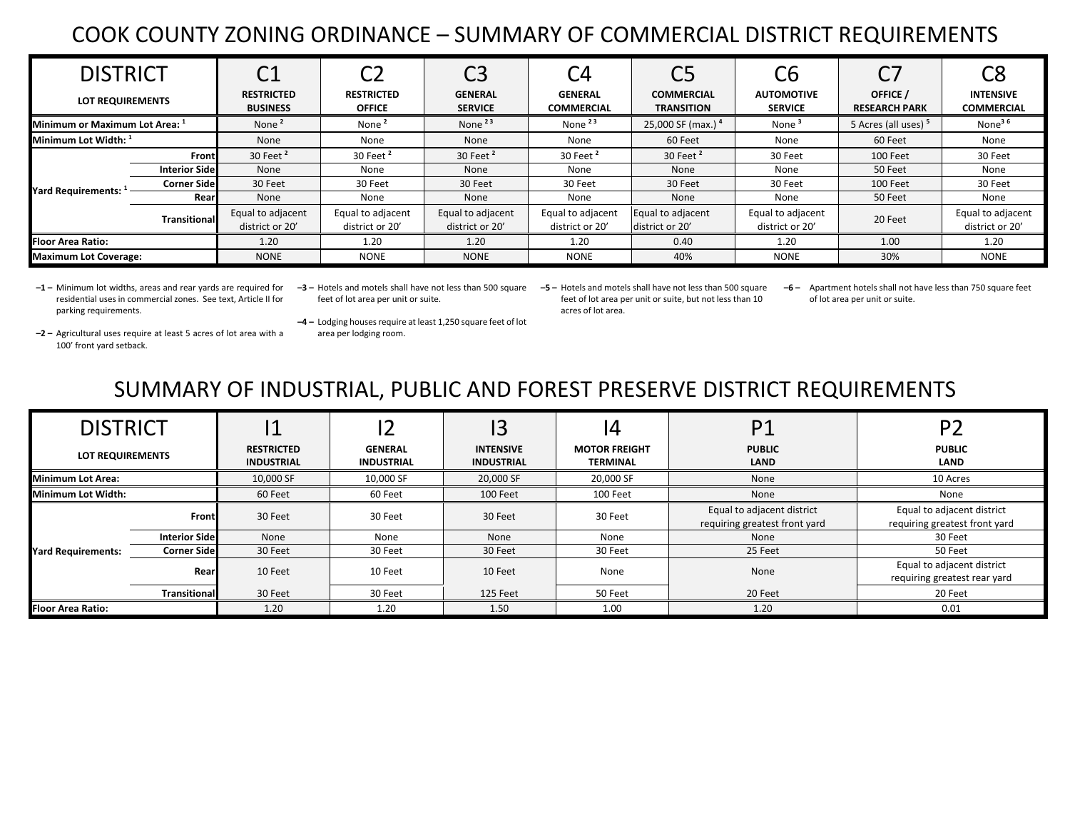# COOK COUNTY ZONING ORDINANCE – SUMMARY OF COMMERCIAL DISTRICT REQUIREMENTS

| DISTRICT<br>LOT REQUIREMENTS | | C1<br>RESTRICTED BUSINESS | C2<br>RESTRICTED OFFICE | C3<br>GENERAL SERVICE | C4<br>GENERAL COMMERCIAL | C5<br>COMMERCIAL TRANSITION | C6<br>AUTOMOTIVE SERVICE | C7<br>OFFICE / RESEARCH PARK | C8<br>INTENSIVE COMMERCIAL |
|---|---|---|---|---|---|---|---|---|---|
| Minimum or Maximum Lot Area: [1] | | None [2] | None [2] | None [2,3] | None [2,3] | 25,000 SF (max.) [4] | None [3] | 5 Acres (all uses) [5] | None [3,6] |
| Minimum Lot Width: [1] | | None | None | None | None | 60 Feet | None | 60 Feet | None |
| Yard Requirements: [1] | Front | 30 Feet [2] | 30 Feet [2] | 30 Feet [2] | 30 Feet [2] | 30 Feet [2] | 30 Feet | 100 Feet | 30 Feet |
| | Interior Side | None | None | None | None | None | None | 50 Feet | None |
| | Corner Side | 30 Feet | 30 Feet | 30 Feet | 30 Feet | 30 Feet | 30 Feet | 100 Feet | 30 Feet |
| | Rear | None | None | None | None | None | None | 50 Feet | None |
| | Transitional | Equal to adjacent district or 20’ | Equal to adjacent district or 20’ | Equal to adjacent district or 20’ | Equal to adjacent district or 20’ | Equal to adjacent district or 20’ | Equal to adjacent district or 20’ | 20 Feet | Equal to adjacent district or 20’ |
| Floor Area Ratio: | | 1.20 | 1.20 | 1.20 | 1.20 | 0.40 | 1.20 | 1.00 | 1.20 |
| Maximum Lot Coverage: | | NONE | NONE | NONE | NONE | 40% | NONE | 30% | NONE |

–1 – Minimum lot widths, areas and rear yards are required for residential uses in commercial zones. See text, Article II for parking requirements.

–2 – Agricultural uses require at least 5 acres of lot area with a 100’ front yard setback.

–3 – Hotels and motels shall have not less than 500 square feet of lot area per unit or suite.

–4 – Lodging houses require at least 1,250 square feet of lot area per lodging room.

–5 – Hotels and motels shall have not less than 500 square feet of lot area per unit or suite, but not less than 10 acres of lot area.

–6 – Apartment hotels shall not have less than 750 square feet of lot area per unit or suite.

# SUMMARY OF INDUSTRIAL, PUBLIC AND FOREST PRESERVE DISTRICT REQUIREMENTS

| DISTRICT<br>LOT REQUIREMENTS | | I1<br>RESTRICTED INDUSTRIAL | I2<br>GENERAL INDUSTRIAL | I3<br>INTENSIVE INDUSTRIAL | I4<br>MOTOR FREIGHT TERMINAL | P1<br>PUBLIC LAND | P2<br>PUBLIC LAND |
|---|---|---|---|---|---|---|---|
| Minimum Lot Area: | | 10,000 SF | 10,000 SF | 20,000 SF | 20,000 SF | None | 10 Acres |
| Minimum Lot Width: | | 60 Feet | 60 Feet | 100 Feet | 100 Feet | None | None |
| Yard Requirements: | Front | 30 Feet | 30 Feet | 30 Feet | 30 Feet | Equal to adjacent district requiring greatest front yard | Equal to adjacent district requiring greatest front yard |
| | Interior Side | None | None | None | None | None | 30 Feet |
| | Corner Side | 30 Feet | 30 Feet | 30 Feet | 30 Feet | 25 Feet | 50 Feet |
| | Rear | 10 Feet | 10 Feet | 10 Feet | None | None | Equal to adjacent district requiring greatest rear yard |
| | Transitional | 30 Feet | 30 Feet | 125 Feet | 50 Feet | 20 Feet | 20 Feet |
| Floor Area Ratio: | | 1.20 | 1.20 | 1.50 | 1.00 | 1.20 | 0.01 |